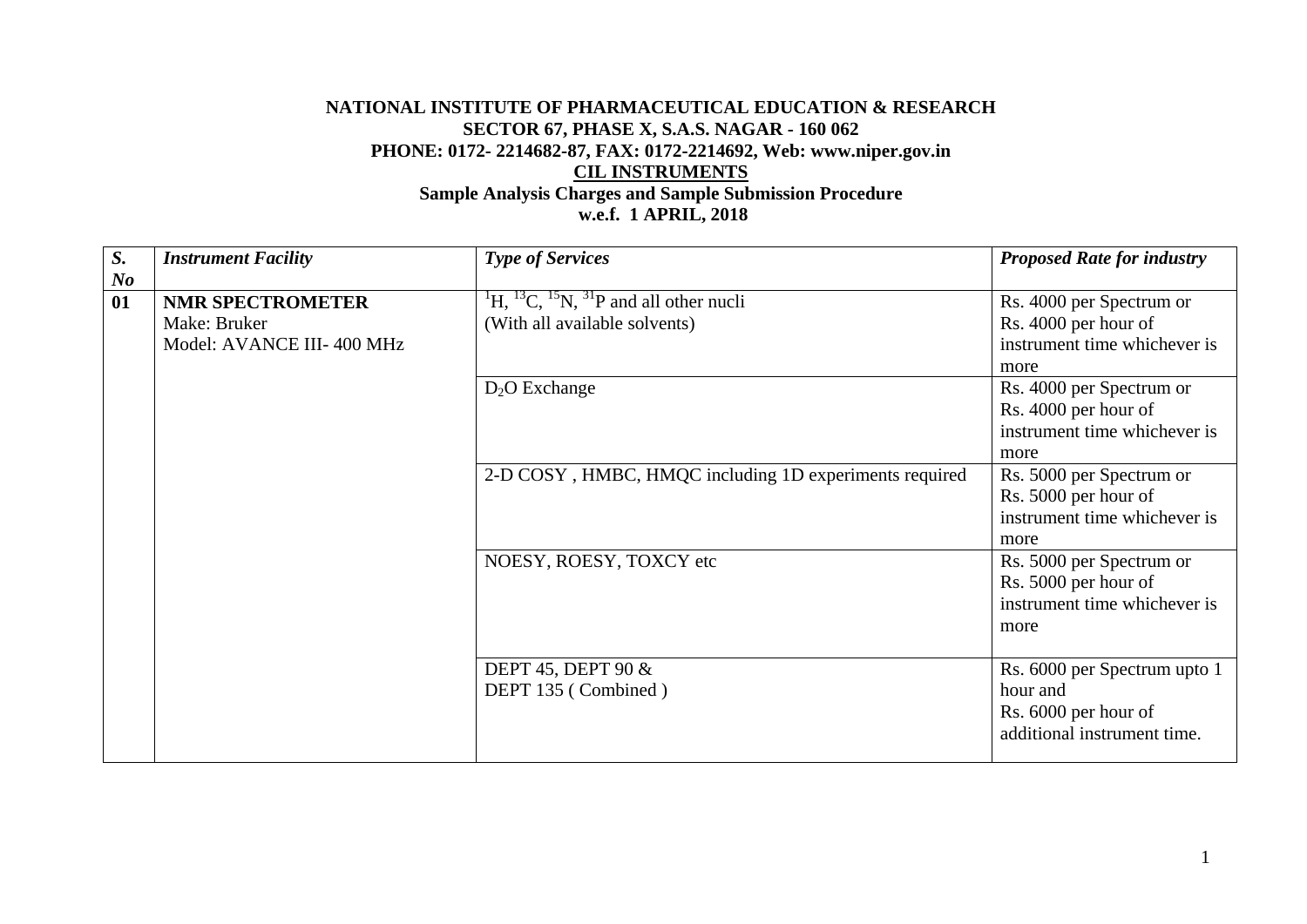**NATIONAL INSTITUTE OF PHARMACEUTICAL EDUCATION & RESEARCH**
**SECTOR 67, PHASE X, S.A.S. NAGAR - 160 062**
**PHONE: 0172- 2214682-87, FAX: 0172-2214692, Web: www.niper.gov.in**

**CIL INSTRUMENTS**

**Sample Analysis Charges and Sample Submission Procedure**
**w.e.f. 1 APRIL, 2018**

| *S. No* | *Instrument Facility* | *Type of Services* | *Proposed Rate for industry* |
|---|---|---|---|
| **01** | **NMR SPECTROMETER** Make: Bruker Model: AVANCE III- 400 MHz | $^{1}H$, $^{13}C$, $^{15}N$, $^{31}P$ and all other nucli (With all available solvents) | Rs. 4000 per Spectrum or Rs. 4000 per hour of instrument time whichever is more |
| | | $D_2O$ Exchange | Rs. 4000 per Spectrum or Rs. 4000 per hour of instrument time whichever is more |
| | | 2-D COSY , HMBC, HMQC including 1D experiments required | Rs. 5000 per Spectrum or Rs. 5000 per hour of instrument time whichever is more |
| | | NOESY, ROESY, TOXCY etc | Rs. 5000 per Spectrum or Rs. 5000 per hour of instrument time whichever is more |
| | | DEPT 45, DEPT 90 & DEPT 135 ( Combined ) | Rs. 6000 per Spectrum upto 1 hour and Rs. 6000 per hour of additional instrument time. |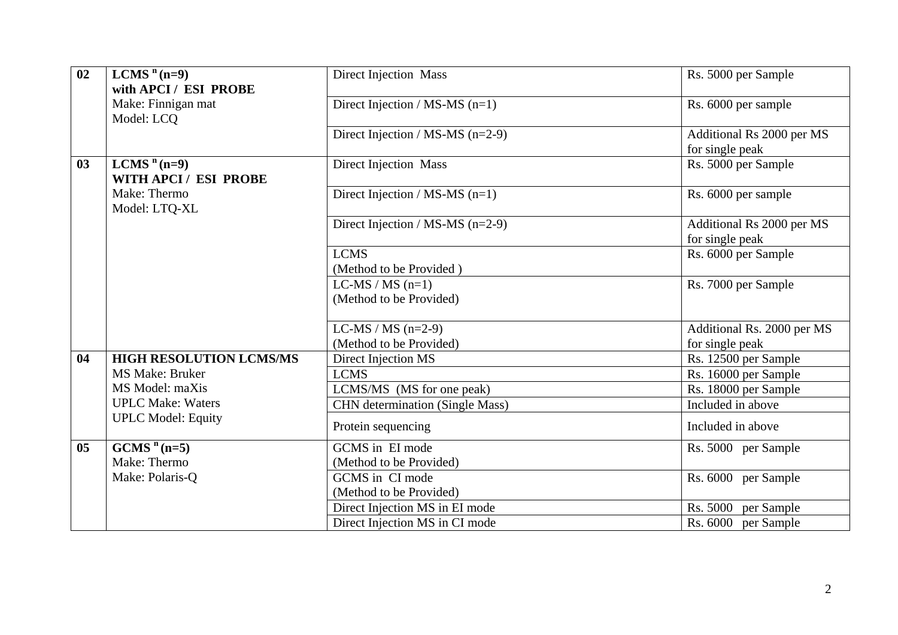| 02 | **LCMS $^{n}$ (n=9) with APCI / ESI PROBE** Make: Finnigan mat Model: LCQ | Direct Injection Mass | Rs. 5000 per Sample |
|---|---|---|---|
| | | Direct Injection / MS-MS (n=1) | Rs. 6000 per sample |
| | | Direct Injection / MS-MS (n=2-9) | Additional Rs 2000 per MS for single peak |
| **03** | **LCMS $^{n}$ (n=9) WITH APCI / ESI PROBE** Make: Thermo Model: LTQ-XL | Direct Injection Mass | Rs. 5000 per Sample |
| | | Direct Injection / MS-MS (n=1) | Rs. 6000 per sample |
| | | Direct Injection / MS-MS (n=2-9) | Additional Rs 2000 per MS for single peak |
| | | LCMS (Method to be Provided ) | Rs. 6000 per Sample |
| | | LC-MS / MS (n=1) (Method to be Provided) | Rs. 7000 per Sample |
| | | LC-MS / MS (n=2-9) (Method to be Provided) | Additional Rs. 2000 per MS for single peak |
| **04** | **HIGH RESOLUTION LCMS/MS** MS Make: Bruker MS Model: maXis UPLC Make: Waters UPLC Model: Equity | Direct Injection MS | Rs. 12500 per Sample |
| | | LCMS | Rs. 16000 per Sample |
| | | LCMS/MS (MS for one peak) | Rs. 18000 per Sample |
| | | CHN determination (Single Mass) | Included in above |
| | | Protein sequencing | Included in above |
| **05** | **GCMS $^{n}$ (n=5)** Make: Thermo Make: Polaris-Q | GCMS in EI mode (Method to be Provided) | Rs. 5000 per Sample |
| | | GCMS in CI mode (Method to be Provided) | Rs. 6000 per Sample |
| | | Direct Injection MS in EI mode | Rs. 5000 per Sample |
| | | Direct Injection MS in CI mode | Rs. 6000 per Sample |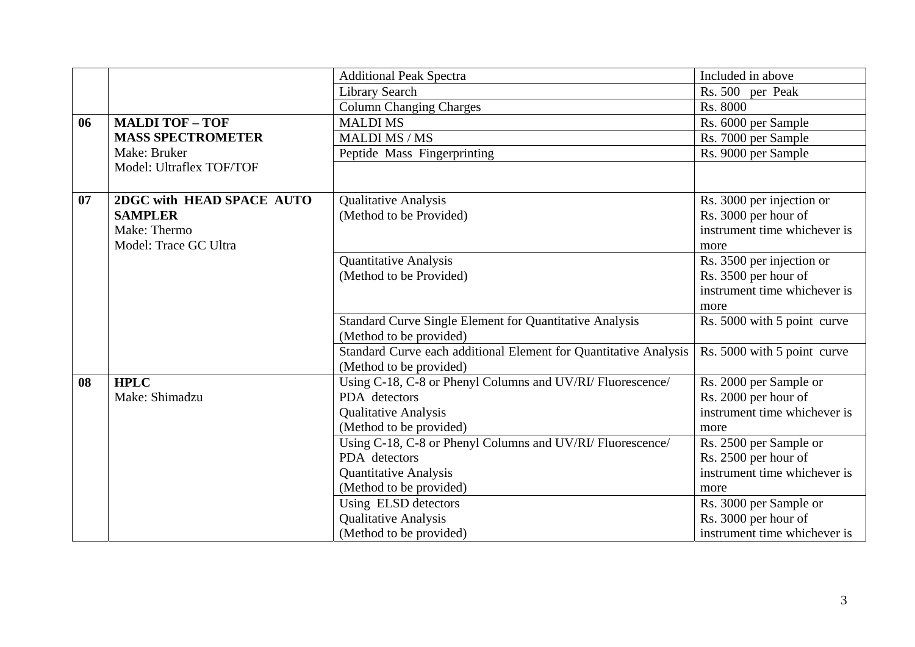| | | | |
|---|---|---|---|
| | | Additional Peak Spectra | Included in above |
| | | Library Search | Rs. 500 per Peak |
| | | Column Changing Charges | Rs. 8000 |
| **06** | **MALDI TOF – TOF MASS SPECTROMETER** Make: Bruker Model: Ultraflex TOF/TOF | MALDI MS | Rs. 6000 per Sample |
| | | MALDI MS / MS | Rs. 7000 per Sample |
| | | Peptide Mass Fingerprinting | Rs. 9000 per Sample |
| | | | |
| **07** | **2DGC with HEAD SPACE AUTO SAMPLER** Make: Thermo Model: Trace GC Ultra | Qualitative Analysis (Method to be Provided) | Rs. 3000 per injection or Rs. 3000 per hour of instrument time whichever is more |
| | | Quantitative Analysis (Method to be Provided) | Rs. 3500 per injection or Rs. 3500 per hour of instrument time whichever is more |
| | | Standard Curve Single Element for Quantitative Analysis (Method to be provided) | Rs. 5000 with 5 point curve |
| | | Standard Curve each additional Element for Quantitative Analysis (Method to be provided) | Rs. 5000 with 5 point curve |
| **08** | **HPLC** Make: Shimadzu | Using C-18, C-8 or Phenyl Columns and UV/RI/ Fluorescence/ PDA detectors Qualitative Analysis (Method to be provided) | Rs. 2000 per Sample or Rs. 2000 per hour of instrument time whichever is more |
| | | Using C-18, C-8 or Phenyl Columns and UV/RI/ Fluorescence/ PDA detectors Quantitative Analysis (Method to be provided) | Rs. 2500 per Sample or Rs. 2500 per hour of instrument time whichever is more |
| | | Using ELSD detectors Qualitative Analysis (Method to be provided) | Rs. 3000 per Sample or Rs. 3000 per hour of instrument time whichever is |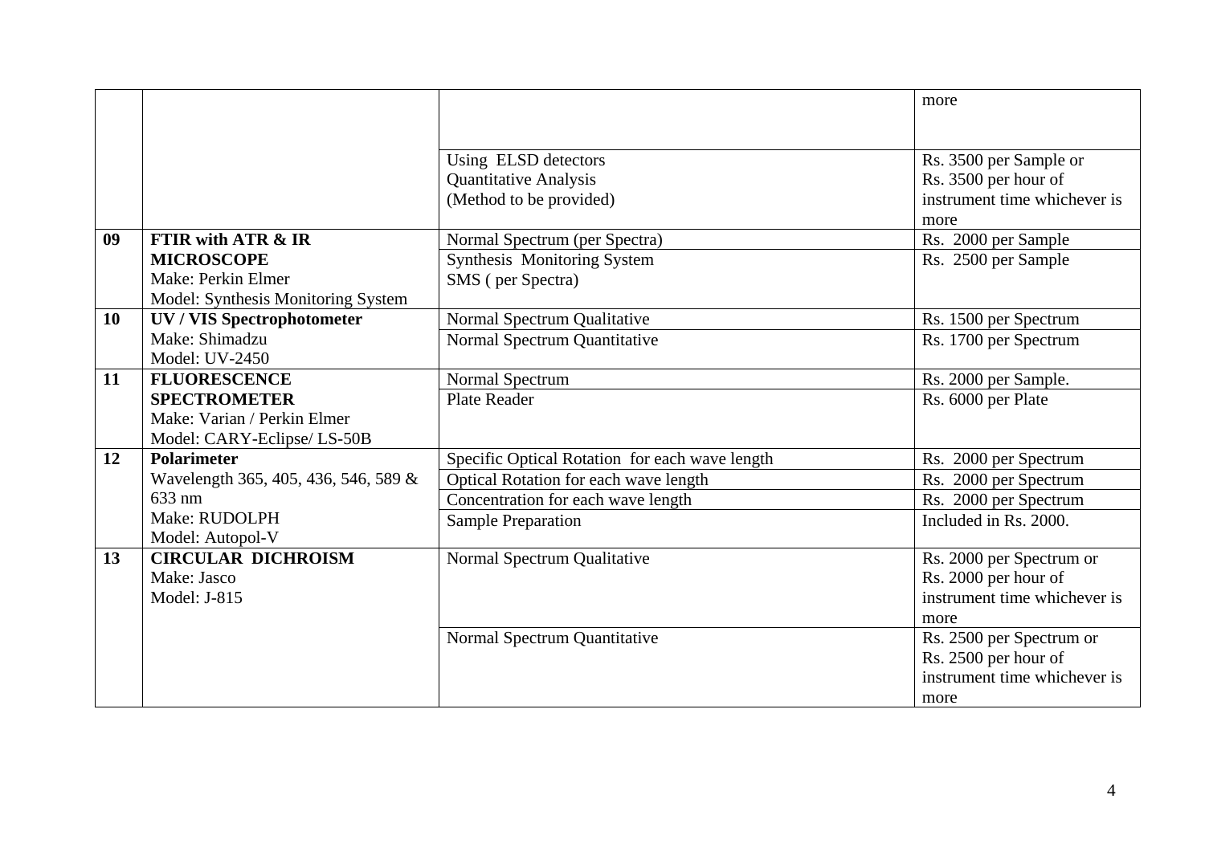| | | | |
|---|---|---|---|
| | | | more |
| | | Using ELSD detectors<br>Quantitative Analysis<br>(Method to be provided) | Rs. 3500 per Sample or Rs. 3500 per hour of instrument time whichever is more |
| **09** | **FTIR with ATR & IR MICROSCOPE**<br>Make: Perkin Elmer<br>Model: Synthesis Monitoring System | Normal Spectrum (per Spectra) | Rs. 2000 per Sample |
| | | Synthesis Monitoring System<br>SMS ( per Spectra) | Rs. 2500 per Sample |
| **10** | **UV / VIS Spectrophotometer**<br>Make: Shimadzu<br>Model: UV-2450 | Normal Spectrum Qualitative | Rs. 1500 per Spectrum |
| | | Normal Spectrum Quantitative | Rs. 1700 per Spectrum |
| **11** | **FLUORESCENCE SPECTROMETER**<br>Make: Varian / Perkin Elmer<br>Model: CARY-Eclipse/ LS-50B | Normal Spectrum | Rs. 2000 per Sample. |
| | | Plate Reader | Rs. 6000 per Plate |
| **12** | **Polarimeter**<br>Wavelength 365, 405, 436, 546, 589 & 633 nm<br>Make: RUDOLPH<br>Model: Autopol-V | Specific Optical Rotation for each wave length | Rs. 2000 per Spectrum |
| | | Optical Rotation for each wave length | Rs. 2000 per Spectrum |
| | | Concentration for each wave length | Rs. 2000 per Spectrum |
| | | Sample Preparation | Included in Rs. 2000. |
| **13** | **CIRCULAR DICHROISM**<br>Make: Jasco<br>Model: J-815 | Normal Spectrum Qualitative | Rs. 2000 per Spectrum or Rs. 2000 per hour of instrument time whichever is more |
| | | Normal Spectrum Quantitative | Rs. 2500 per Spectrum or Rs. 2500 per hour of instrument time whichever is more |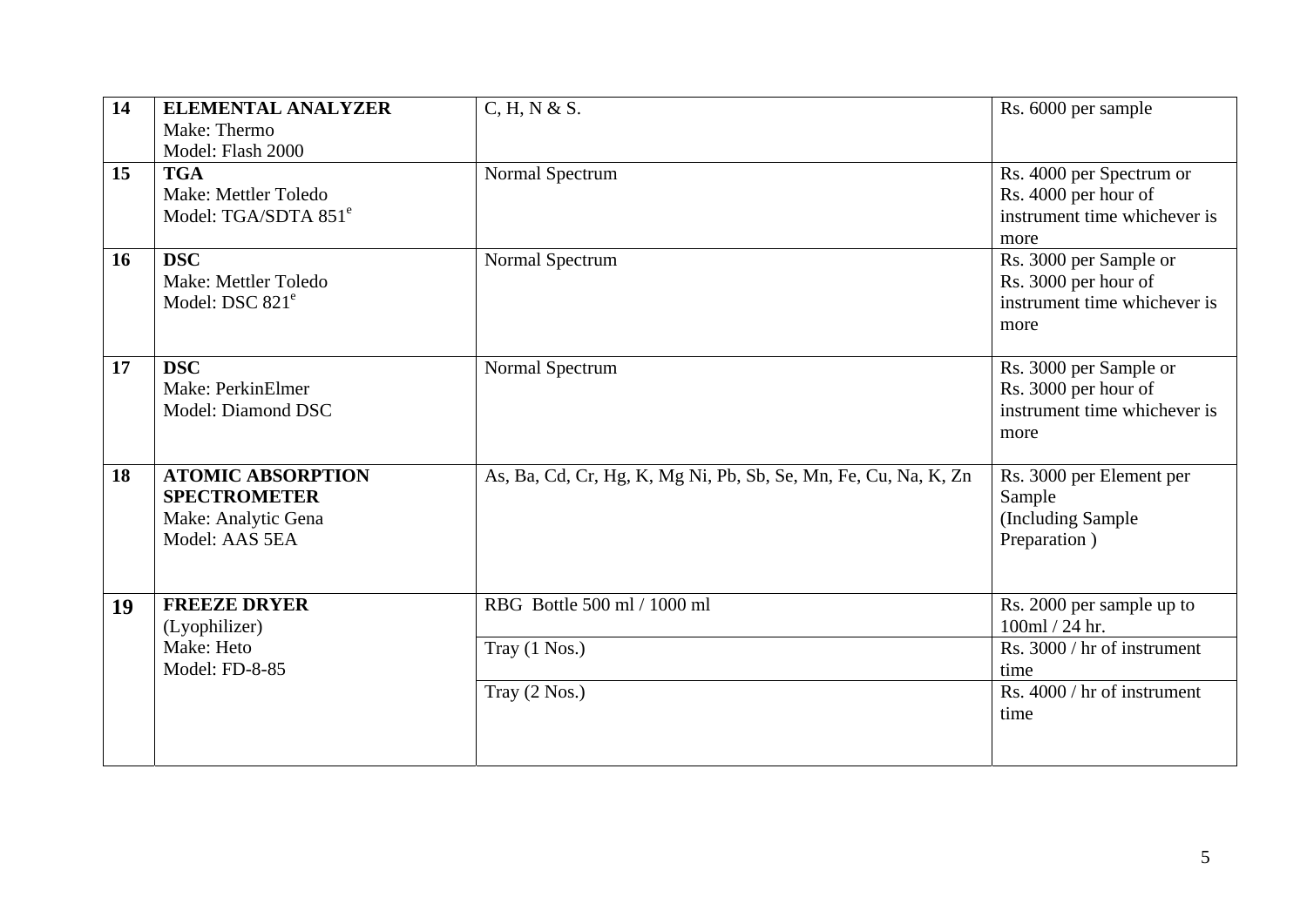| 14 | **ELEMENTAL ANALYZER**<br>Make: Thermo<br>Model: Flash 2000 | C, H, N & S. | Rs. 6000 per sample |
|---|---|---|---|
| 15 | **TGA**<br>Make: Mettler Toledo<br>Model: TGA/SDTA 851[e] | Normal Spectrum | Rs. 4000 per Spectrum or Rs. 4000 per hour of instrument time whichever is more |
| 16 | **DSC**<br>Make: Mettler Toledo<br>Model: DSC 821[e] | Normal Spectrum | Rs. 3000 per Sample or Rs. 3000 per hour of instrument time whichever is more |
| 17 | **DSC**<br>Make: PerkinElmer<br>Model: Diamond DSC | Normal Spectrum | Rs. 3000 per Sample or Rs. 3000 per hour of instrument time whichever is more |
| 18 | **ATOMIC ABSORPTION SPECTROMETER**<br>Make: Analytic Gena<br>Model: AAS 5EA | As, Ba, Cd, Cr, Hg, K, Mg Ni, Pb, Sb, Se, Mn, Fe, Cu, Na, K, Zn | Rs. 3000 per Element per Sample (Including Sample Preparation ) |
| 19 | **FREEZE DRYER**<br>(Lyophilizer)<br>Make: Heto<br>Model: FD-8-85 | RBG Bottle 500 ml / 1000 ml | Rs. 2000 per sample up to 100ml / 24 hr. |
| | | Tray (1 Nos.) | Rs. 3000 / hr of instrument time |
| | | Tray (2 Nos.) | Rs. 4000 / hr of instrument time |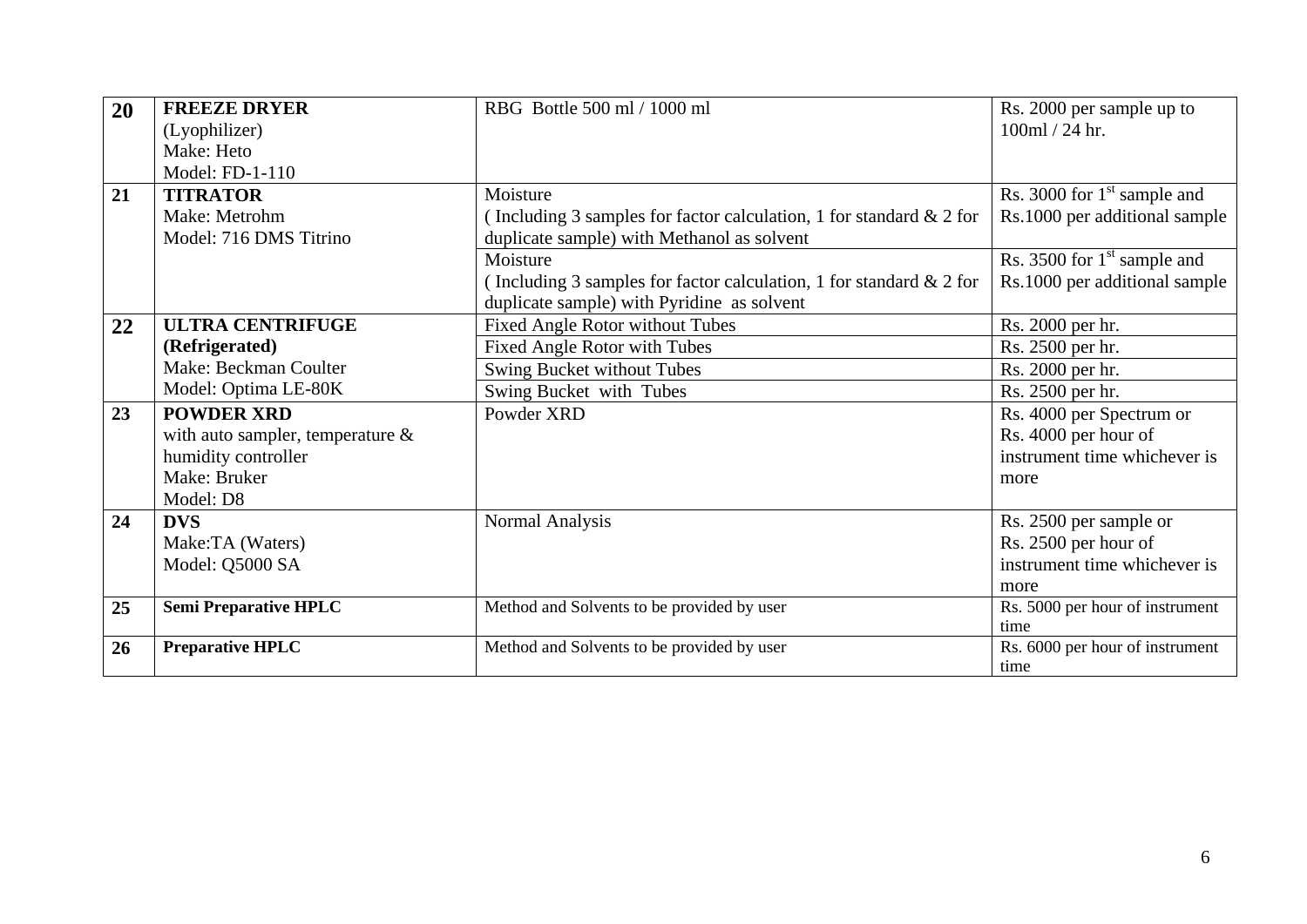| 20 | **FREEZE DRYER** (Lyophilizer) Make: Heto Model: FD-1-110 | RBG Bottle 500 ml / 1000 ml | Rs. 2000 per sample up to 100ml / 24 hr. |
|---|---|---|---|
| 21 | **TITRATOR** Make: Metrohm Model: 716 DMS Titrino | Moisture ( Including 3 samples for factor calculation, 1 for standard & 2 for duplicate sample) with Methanol as solvent | Rs. 3000 for 1st sample and Rs.1000 per additional sample |
| | | Moisture ( Including 3 samples for factor calculation, 1 for standard & 2 for duplicate sample) with Pyridine as solvent | Rs. 3500 for 1st sample and Rs.1000 per additional sample |
| 22 | **ULTRA CENTRIFUGE (Refrigerated)** Make: Beckman Coulter Model: Optima LE-80K | Fixed Angle Rotor without Tubes | Rs. 2000 per hr. |
| | | Fixed Angle Rotor with Tubes | Rs. 2500 per hr. |
| | | Swing Bucket without Tubes | Rs. 2000 per hr. |
| | | Swing Bucket with Tubes | Rs. 2500 per hr. |
| 23 | **POWDER XRD** with auto sampler, temperature & humidity controller Make: Bruker Model: D8 | Powder XRD | Rs. 4000 per Spectrum or Rs. 4000 per hour of instrument time whichever is more |
| 24 | **DVS** Make:TA (Waters) Model: Q5000 SA | Normal Analysis | Rs. 2500 per sample or Rs. 2500 per hour of instrument time whichever is more |
| 25 | **Semi Preparative HPLC** | Method and Solvents to be provided by user | Rs. 5000 per hour of instrument time |
| 26 | **Preparative HPLC** | Method and Solvents to be provided by user | Rs. 6000 per hour of instrument time |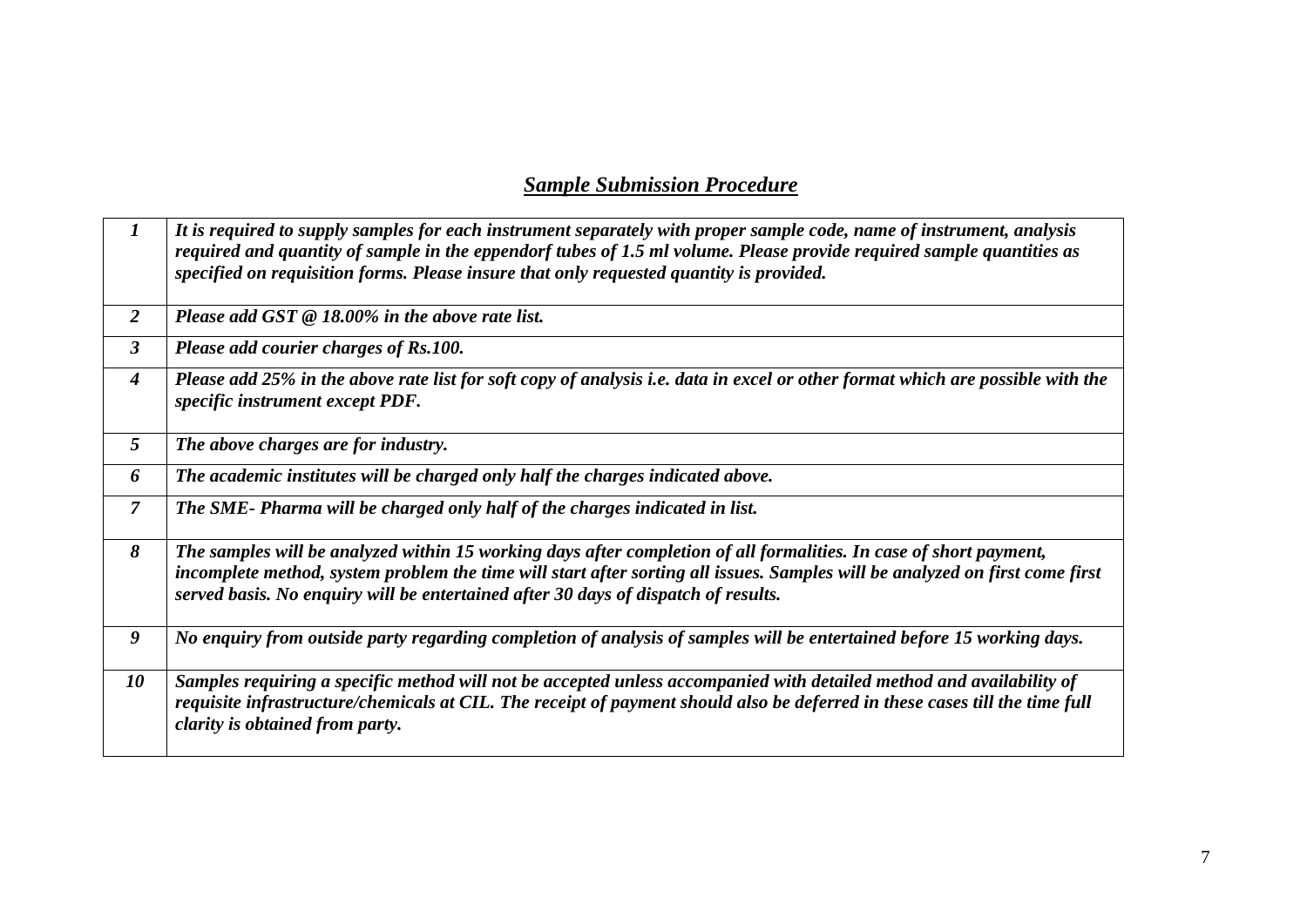## ***Sample Submission Procedure***

| | |
|---|---|
| ***1*** | ***It is required to supply samples for each instrument separately with proper sample code, name of instrument, analysis required and quantity of sample in the eppendorf tubes of 1.5 ml volume. Please provide required sample quantities as specified on requisition forms. Please insure that only requested quantity is provided.*** |
| ***2*** | ***Please add GST @ 18.00% in the above rate list.*** |
| ***3*** | ***Please add courier charges of Rs.100.*** |
| ***4*** | ***Please add 25% in the above rate list for soft copy of analysis i.e. data in excel or other format which are possible with the specific instrument except PDF.*** |
| ***5*** | ***The above charges are for industry.*** |
| ***6*** | ***The academic institutes will be charged only half the charges indicated above.*** |
| ***7*** | ***The SME- Pharma will be charged only half of the charges indicated in list.*** |
| ***8*** | ***The samples will be analyzed within 15 working days after completion of all formalities. In case of short payment, incomplete method, system problem the time will start after sorting all issues. Samples will be analyzed on first come first served basis. No enquiry will be entertained after 30 days of dispatch of results.*** |
| ***9*** | ***No enquiry from outside party regarding completion of analysis of samples will be entertained before 15 working days.*** |
| ***10*** | ***Samples requiring a specific method will not be accepted unless accompanied with detailed method and availability of requisite infrastructure/chemicals at CIL. The receipt of payment should also be deferred in these cases till the time full clarity is obtained from party.*** |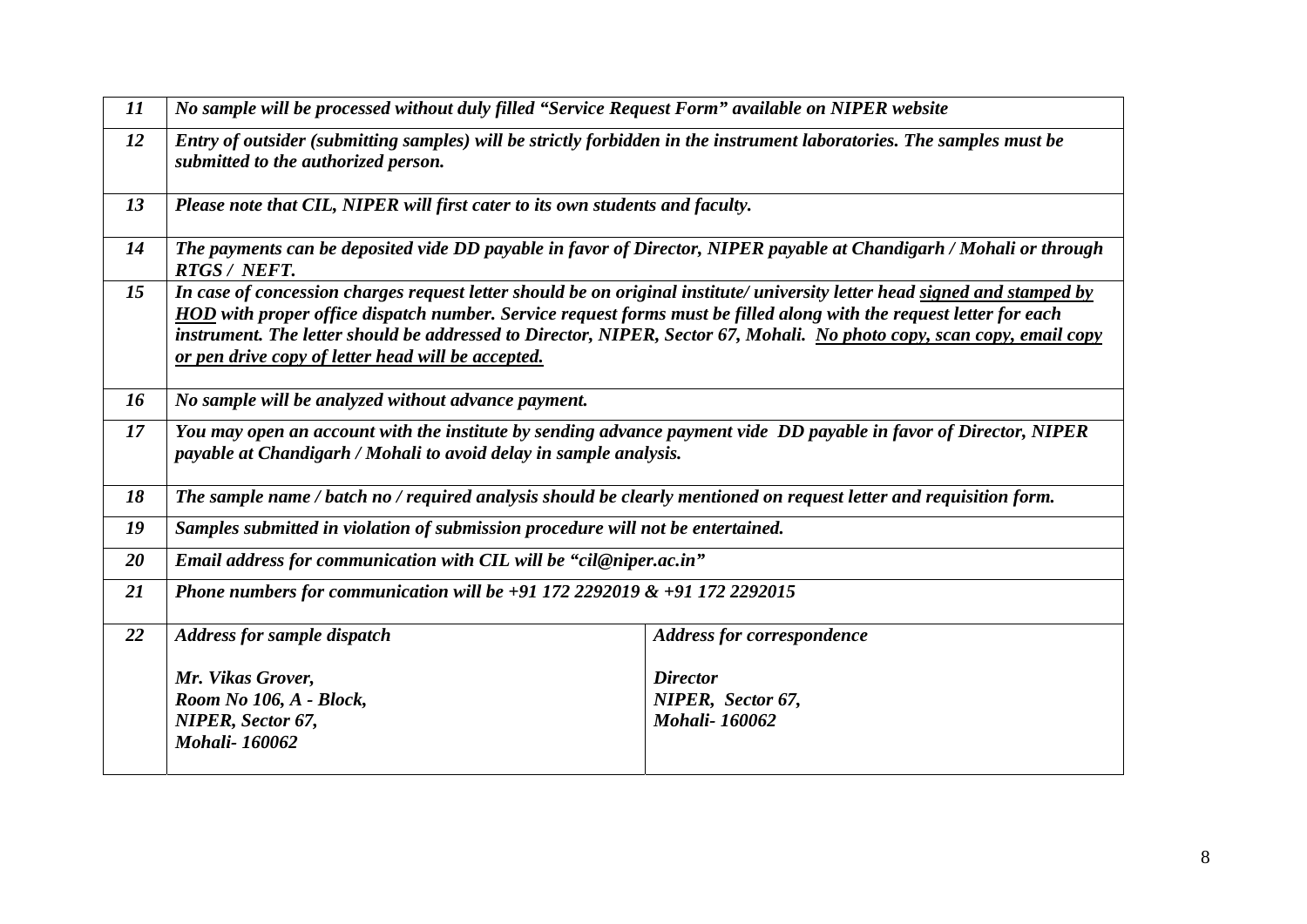| | | |
|---|---|---|
| *11* | ***No sample will be processed without duly filled "Service Request Form" available on NIPER website*** | |
| *12* | ***Entry of outsider (submitting samples) will be strictly forbidden in the instrument laboratories. The samples must be submitted to the authorized person.*** | |
| *13* | ***Please note that CIL, NIPER will first cater to its own students and faculty.*** | |
| *14* | ***The payments can be deposited vide DD payable in favor of Director, NIPER payable at Chandigarh / Mohali or through RTGS / NEFT.*** | |
| *15* | ***In case of concession charges request letter should be on original institute/ university letter head signed and stamped by HOD with proper office dispatch number. Service request forms must be filled along with the request letter for each instrument. The letter should be addressed to Director, NIPER, Sector 67, Mohali. No photo copy, scan copy, email copy or pen drive copy of letter head will be accepted.*** | |
| *16* | ***No sample will be analyzed without advance payment.*** | |
| *17* | ***You may open an account with the institute by sending advance payment vide DD payable in favor of Director, NIPER payable at Chandigarh / Mohali to avoid delay in sample analysis.*** | |
| *18* | ***The sample name / batch no / required analysis should be clearly mentioned on request letter and requisition form.*** | |
| *19* | ***Samples submitted in violation of submission procedure will not be entertained.*** | |
| *20* | ***Email address for communication with CIL will be "cil@niper.ac.in"*** | |
| *21* | ***Phone numbers for communication will be +91 172 2292019 & +91 172 2292015*** | |
| *22* | ***Address for sample dispatch***<br><br>***Mr. Vikas Grover,***<br>***Room No 106, A - Block,***<br>***NIPER, Sector 67,***<br>***Mohali- 160062*** | ***Address for correspondence***<br><br>***Director***<br>***NIPER, Sector 67,***<br>***Mohali- 160062*** |